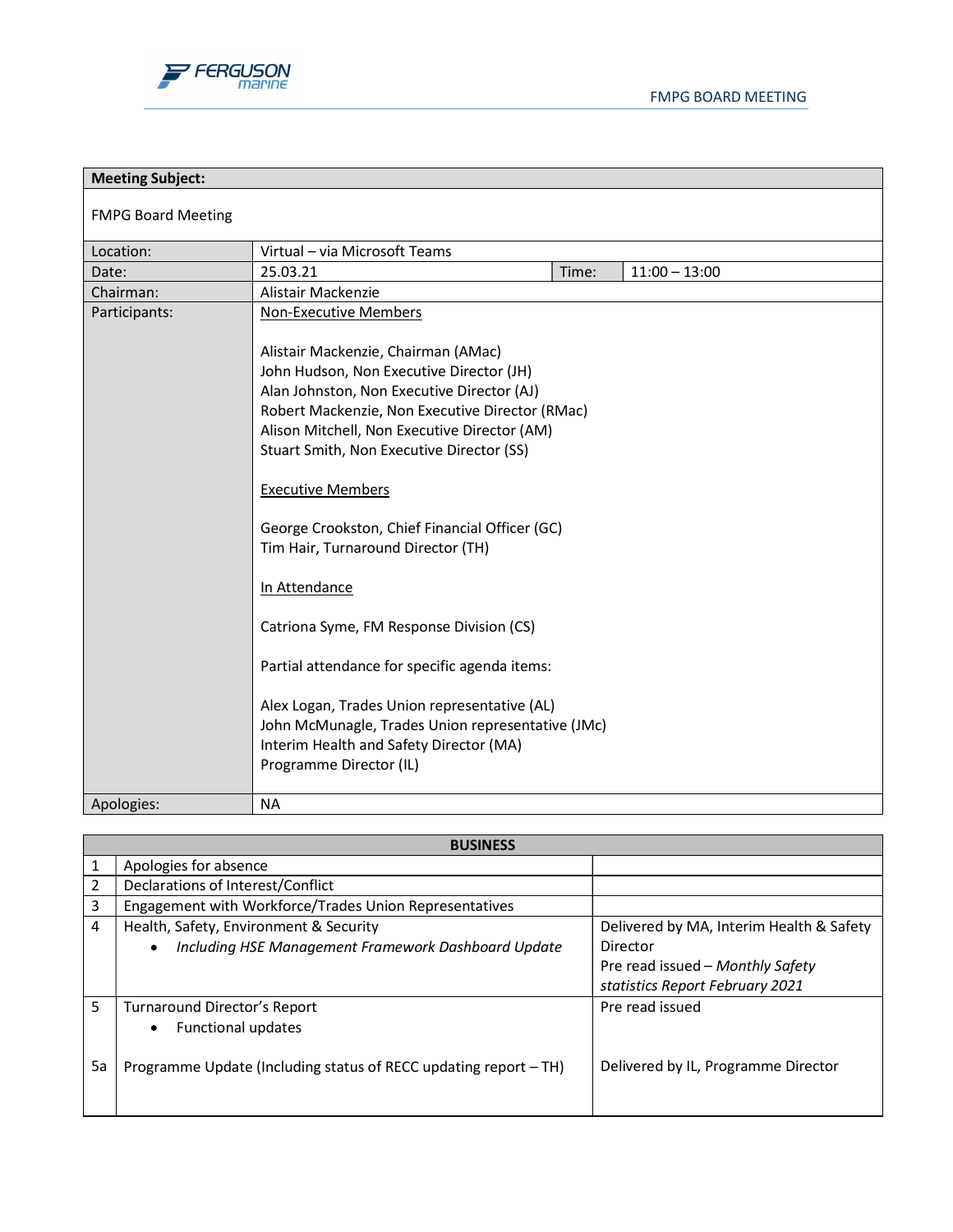FERGUSON marine

FMPG BOARD MEETING

| **Meeting Subject:** | | | |
|---|---|---|---|
| FMPG Board Meeting | | | |
| Location: | Virtual – via Microsoft Teams | | |
| Date: | 25.03.21 | Time: | 11:00 – 13:00 |
| Chairman: | Alistair Mackenzie | | |
| Participants: | <u>Non-Executive Members</u><br><br>Alistair Mackenzie, Chairman (AMac)<br>John Hudson, Non Executive Director (JH)<br>Alan Johnston, Non Executive Director (AJ)<br>Robert Mackenzie, Non Executive Director (RMac)<br>Alison Mitchell, Non Executive Director (AM)<br>Stuart Smith, Non Executive Director (SS)<br><br><u>Executive Members</u><br><br>George Crookston, Chief Financial Officer (GC)<br>Tim Hair, Turnaround Director (TH)<br><br><u>In Attendance</u><br><br>Catriona Syme, FM Response Division (CS)<br><br>Partial attendance for specific agenda items:<br><br>Alex Logan, Trades Union representative (AL)<br>John McMunagle, Trades Union representative (JMc)<br>Interim Health and Safety Director (MA)<br>Programme Director (IL) | | |
| Apologies: | NA | | |

| | **BUSINESS** | |
|---|---|---|
| 1 | Apologies for absence | |
| 2 | Declarations of Interest/Conflict | |
| 3 | Engagement with Workforce/Trades Union Representatives | |
| 4 | Health, Safety, Environment & Security<br>• *Including HSE Management Framework Dashboard Update* | Delivered by MA, Interim Health & Safety Director<br>Pre read issued – *Monthly Safety statistics Report February 2021* |
| 5 | Turnaround Director's Report<br>• Functional updates | Pre read issued |
| 5a | Programme Update (Including status of RECC updating report – TH) | Delivered by IL, Programme Director |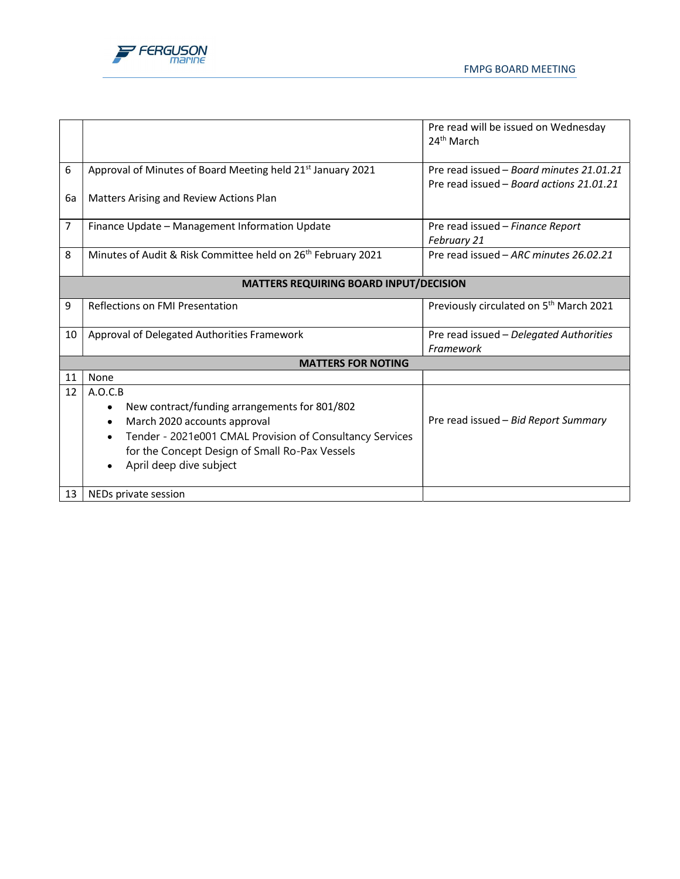| | | |
|---|---|---|
| | | Pre read will be issued on Wednesday 24th March |
| 6<br><br>6a | Approval of Minutes of Board Meeting held 21st January 2021<br><br>Matters Arising and Review Actions Plan | Pre read issued – *Board minutes 21.01.21*<br>Pre read issued – *Board actions 21.01.21* |
| 7 | Finance Update – Management Information Update | Pre read issued – *Finance Report February 21* |
| 8 | Minutes of Audit & Risk Committee held on 26th February 2021 | Pre read issued – *ARC minutes 26.02.21* |
| | **MATTERS REQUIRING BOARD INPUT/DECISION** | |
| 9 | Reflections on FMI Presentation | Previously circulated on 5th March 2021 |
| 10 | Approval of Delegated Authorities Framework | Pre read issued – *Delegated Authorities Framework* |
| | **MATTERS FOR NOTING** | |
| 11 | None | |
| 12 | A.O.C.B<br>• New contract/funding arrangements for 801/802<br>• March 2020 accounts approval<br>• Tender - 2021e001 CMAL Provision of Consultancy Services for the Concept Design of Small Ro-Pax Vessels<br>• April deep dive subject | Pre read issued – *Bid Report Summary* |
| 13 | NEDs private session | |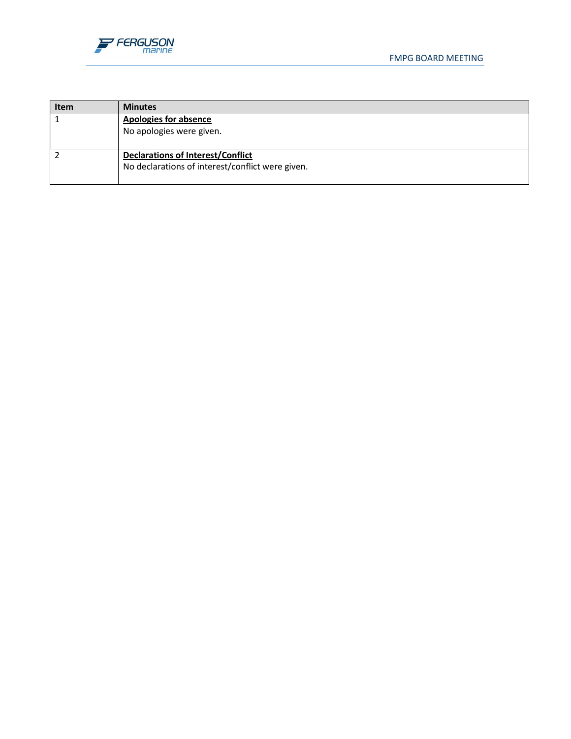| Item | Minutes |
|---|---|
| 1 | **Apologies for absence**<br>No apologies were given. |
| 2 | **Declarations of Interest/Conflict**<br>No declarations of interest/conflict were given. |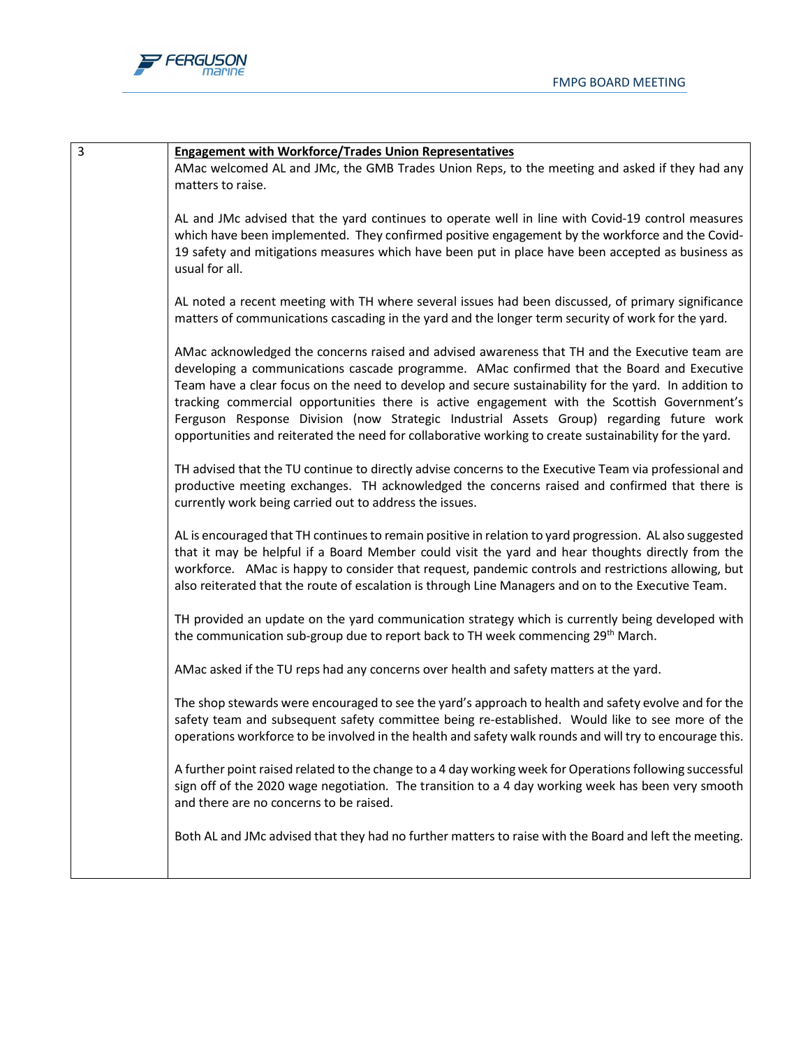| 3 | **Engagement with Workforce/Trades Union Representatives**<br>AMac welcomed AL and JMc, the GMB Trades Union Reps, to the meeting and asked if they had any matters to raise.<br><br>AL and JMc advised that the yard continues to operate well in line with Covid-19 control measures which have been implemented. They confirmed positive engagement by the workforce and the Covid-19 safety and mitigations measures which have been put in place have been accepted as business as usual for all.<br><br>AL noted a recent meeting with TH where several issues had been discussed, of primary significance matters of communications cascading in the yard and the longer term security of work for the yard.<br><br>AMac acknowledged the concerns raised and advised awareness that TH and the Executive team are developing a communications cascade programme. AMac confirmed that the Board and Executive Team have a clear focus on the need to develop and secure sustainability for the yard. In addition to tracking commercial opportunities there is active engagement with the Scottish Government's Ferguson Response Division (now Strategic Industrial Assets Group) regarding future work opportunities and reiterated the need for collaborative working to create sustainability for the yard.<br><br>TH advised that the TU continue to directly advise concerns to the Executive Team via professional and productive meeting exchanges. TH acknowledged the concerns raised and confirmed that there is currently work being carried out to address the issues.<br><br>AL is encouraged that TH continues to remain positive in relation to yard progression. AL also suggested that it may be helpful if a Board Member could visit the yard and hear thoughts directly from the workforce. AMac is happy to consider that request, pandemic controls and restrictions allowing, but also reiterated that the route of escalation is through Line Managers and on to the Executive Team.<br><br>TH provided an update on the yard communication strategy which is currently being developed with the communication sub-group due to report back to TH week commencing 29th March.<br><br>AMac asked if the TU reps had any concerns over health and safety matters at the yard.<br><br>The shop stewards were encouraged to see the yard's approach to health and safety evolve and for the safety team and subsequent safety committee being re-established. Would like to see more of the operations workforce to be involved in the health and safety walk rounds and will try to encourage this.<br><br>A further point raised related to the change to a 4 day working week for Operations following successful sign off of the 2020 wage negotiation. The transition to a 4 day working week has been very smooth and there are no concerns to be raised.<br><br>Both AL and JMc advised that they had no further matters to raise with the Board and left the meeting. |
|---|---|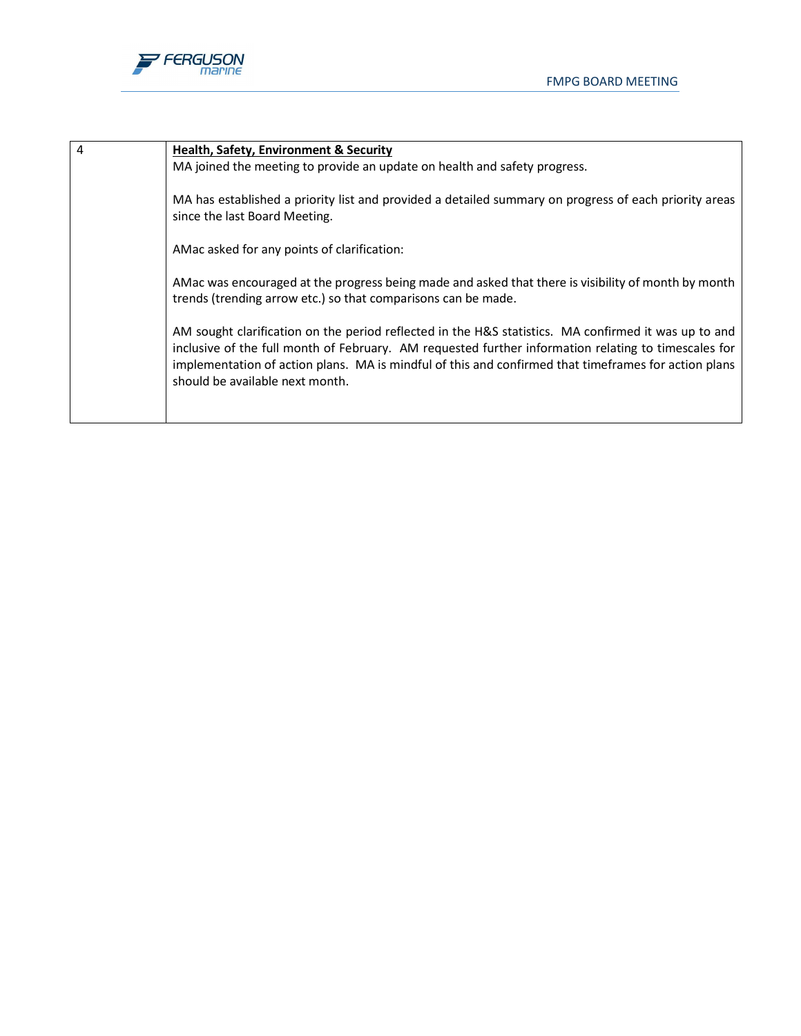| 4 | **Health, Safety, Environment & Security**<br>MA joined the meeting to provide an update on health and safety progress.<br><br>MA has established a priority list and provided a detailed summary on progress of each priority areas since the last Board Meeting.<br><br>AMac asked for any points of clarification:<br><br>AMac was encouraged at the progress being made and asked that there is visibility of month by month trends (trending arrow etc.) so that comparisons can be made.<br><br>AM sought clarification on the period reflected in the H&S statistics. MA confirmed it was up to and inclusive of the full month of February. AM requested further information relating to timescales for implementation of action plans. MA is mindful of this and confirmed that timeframes for action plans should be available next month. |
|---|---|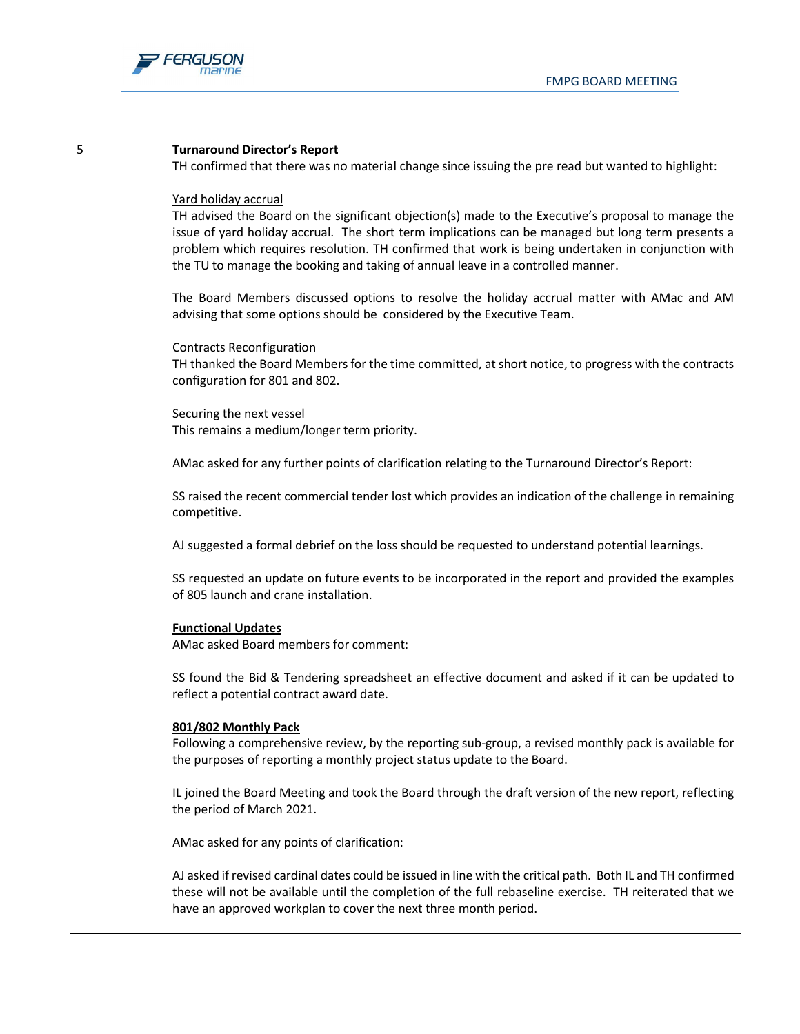| 5 | **Turnaround Director's Report**<br>TH confirmed that there was no material change since issuing the pre read but wanted to highlight:<br><br>Yard holiday accrual<br>TH advised the Board on the significant objection(s) made to the Executive's proposal to manage the issue of yard holiday accrual. The short term implications can be managed but long term presents a problem which requires resolution. TH confirmed that work is being undertaken in conjunction with the TU to manage the booking and taking of annual leave in a controlled manner.<br><br>The Board Members discussed options to resolve the holiday accrual matter with AMac and AM advising that some options should be considered by the Executive Team.<br><br>Contracts Reconfiguration<br>TH thanked the Board Members for the time committed, at short notice, to progress with the contracts configuration for 801 and 802.<br><br>Securing the next vessel<br>This remains a medium/longer term priority.<br><br>AMac asked for any further points of clarification relating to the Turnaround Director's Report:<br><br>SS raised the recent commercial tender lost which provides an indication of the challenge in remaining competitive.<br><br>AJ suggested a formal debrief on the loss should be requested to understand potential learnings.<br><br>SS requested an update on future events to be incorporated in the report and provided the examples of 805 launch and crane installation.<br><br>**Functional Updates**<br>AMac asked Board members for comment:<br><br>SS found the Bid & Tendering spreadsheet an effective document and asked if it can be updated to reflect a potential contract award date.<br><br>**801/802 Monthly Pack**<br>Following a comprehensive review, by the reporting sub-group, a revised monthly pack is available for the purposes of reporting a monthly project status update to the Board.<br><br>IL joined the Board Meeting and took the Board through the draft version of the new report, reflecting the period of March 2021.<br><br>AMac asked for any points of clarification:<br><br>AJ asked if revised cardinal dates could be issued in line with the critical path. Both IL and TH confirmed these will not be available until the completion of the full rebaseline exercise. TH reiterated that we have an approved workplan to cover the next three month period. |
|---|---|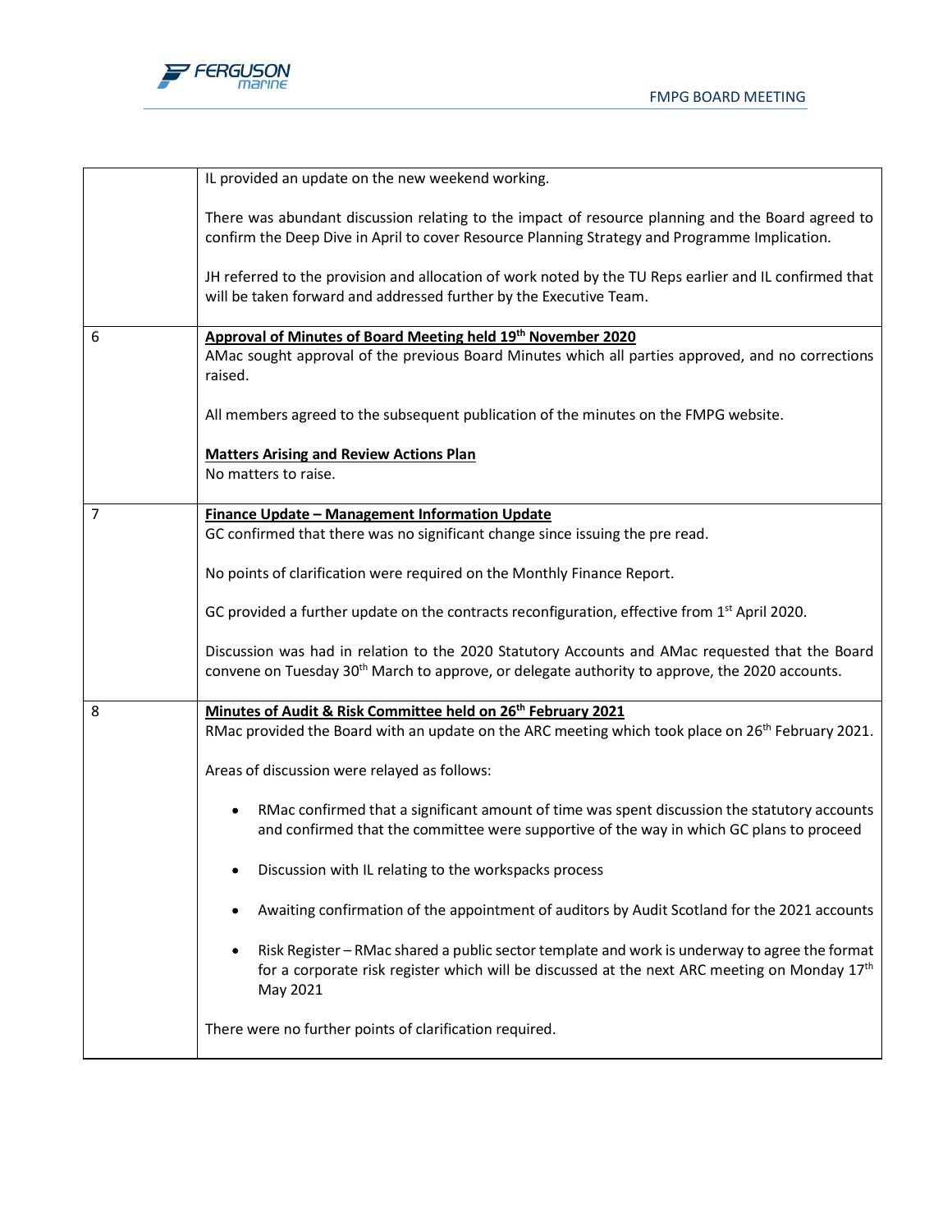| | |
|---|---|
| | IL provided an update on the new weekend working.<br><br>There was abundant discussion relating to the impact of resource planning and the Board agreed to confirm the Deep Dive in April to cover Resource Planning Strategy and Programme Implication.<br><br>JH referred to the provision and allocation of work noted by the TU Reps earlier and IL confirmed that will be taken forward and addressed further by the Executive Team. |
| 6 | **Approval of Minutes of Board Meeting held 19th November 2020**<br>AMac sought approval of the previous Board Minutes which all parties approved, and no corrections raised.<br><br>All members agreed to the subsequent publication of the minutes on the FMPG website.<br><br>**Matters Arising and Review Actions Plan**<br>No matters to raise. |
| 7 | **Finance Update – Management Information Update**<br>GC confirmed that there was no significant change since issuing the pre read.<br><br>No points of clarification were required on the Monthly Finance Report.<br><br>GC provided a further update on the contracts reconfiguration, effective from 1st April 2020.<br><br>Discussion was had in relation to the 2020 Statutory Accounts and AMac requested that the Board convene on Tuesday 30th March to approve, or delegate authority to approve, the 2020 accounts. |
| 8 | **Minutes of Audit & Risk Committee held on 26th February 2021**<br>RMac provided the Board with an update on the ARC meeting which took place on 26th February 2021.<br><br>Areas of discussion were relayed as follows:<br><br>• RMac confirmed that a significant amount of time was spent discussion the statutory accounts and confirmed that the committee were supportive of the way in which GC plans to proceed<br><br>• Discussion with IL relating to the workspacks process<br><br>• Awaiting confirmation of the appointment of auditors by Audit Scotland for the 2021 accounts<br><br>• Risk Register – RMac shared a public sector template and work is underway to agree the format for a corporate risk register which will be discussed at the next ARC meeting on Monday 17th May 2021<br><br>There were no further points of clarification required. |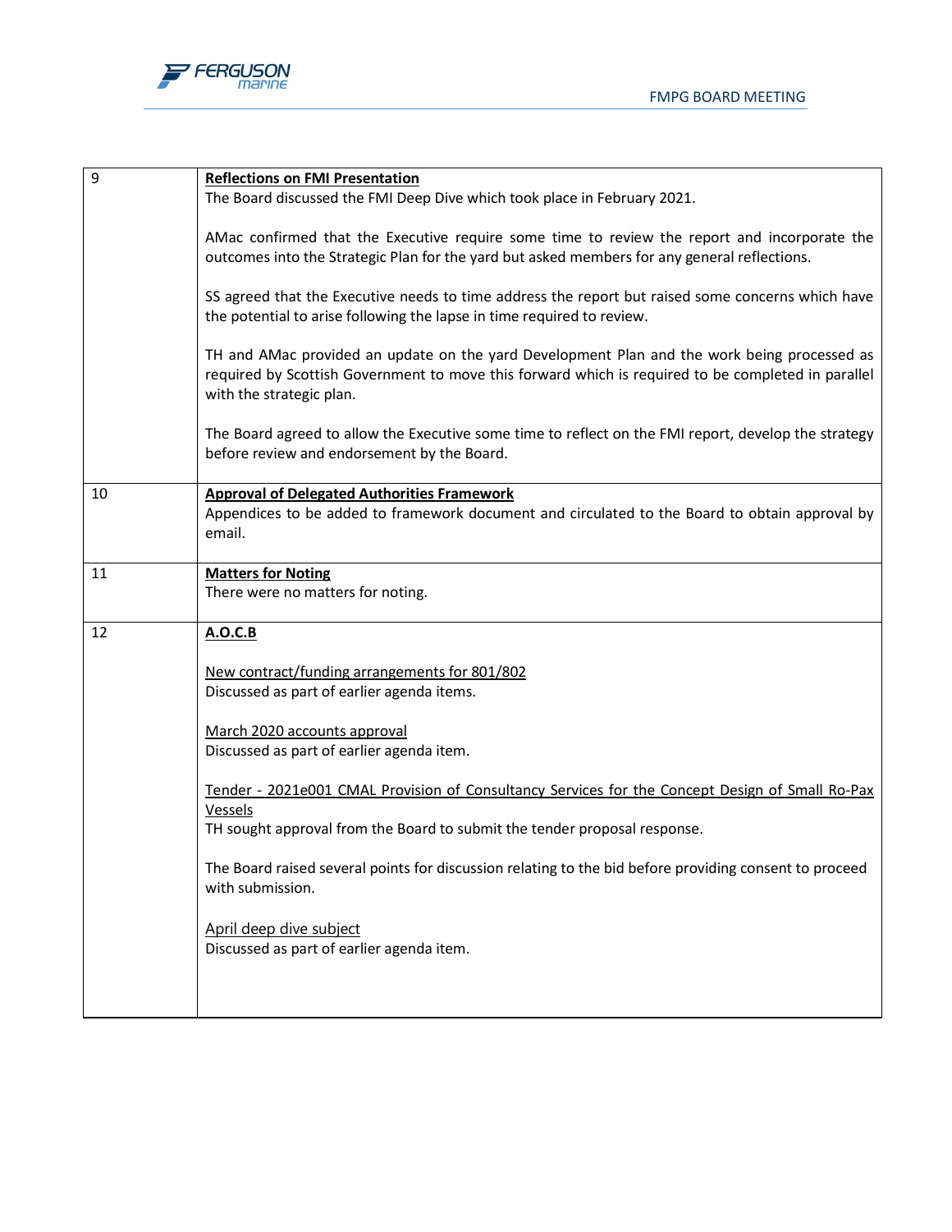| | |
|---|---|
| 9 | **Reflections on FMI Presentation**<br>The Board discussed the FMI Deep Dive which took place in February 2021.<br><br>AMac confirmed that the Executive require some time to review the report and incorporate the outcomes into the Strategic Plan for the yard but asked members for any general reflections.<br><br>SS agreed that the Executive needs to time address the report but raised some concerns which have the potential to arise following the lapse in time required to review.<br><br>TH and AMac provided an update on the yard Development Plan and the work being processed as required by Scottish Government to move this forward which is required to be completed in parallel with the strategic plan.<br><br>The Board agreed to allow the Executive some time to reflect on the FMI report, develop the strategy before review and endorsement by the Board. |
| 10 | **Approval of Delegated Authorities Framework**<br>Appendices to be added to framework document and circulated to the Board to obtain approval by email. |
| 11 | **Matters for Noting**<br>There were no matters for noting. |
| 12 | **A.O.C.B**<br><br>New contract/funding arrangements for 801/802<br>Discussed as part of earlier agenda items.<br><br>March 2020 accounts approval<br>Discussed as part of earlier agenda item.<br><br>Tender - 2021e001 CMAL Provision of Consultancy Services for the Concept Design of Small Ro-Pax Vessels<br>TH sought approval from the Board to submit the tender proposal response.<br><br>The Board raised several points for discussion relating to the bid before providing consent to proceed with submission.<br><br>April deep dive subject<br>Discussed as part of earlier agenda item. |